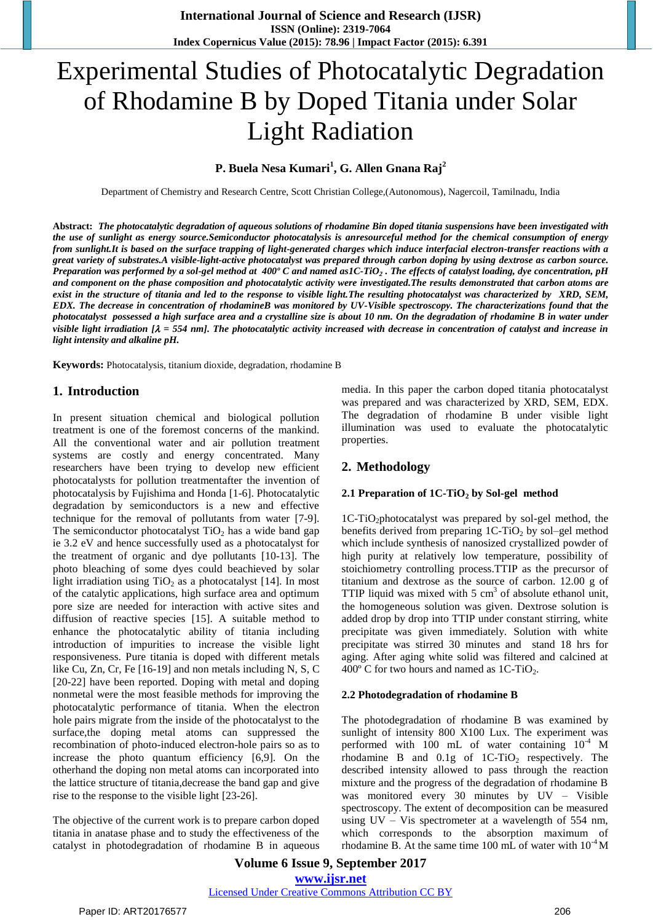# Experimental Studies of Photocatalytic Degradation of Rhodamine B by Doped Titania under Solar Light Radiation

**P. Buela Nesa Kumari[1], G. Allen Gnana Raj[2]**

Department of Chemistry and Research Centre, Scott Christian College,(Autonomous), Nagercoil, Tamilnadu, India

**Abstract:** ***The photocatalytic degradation of aqueous solutions of rhodamine Bin doped titania suspensions have been investigated with the use of sunlight as energy source.Semiconductor photocatalysis is anresourceful method for the chemical consumption of energy from sunlight.It is based on the surface trapping of light-generated charges which induce interfacial electron-transfer reactions with a great variety of substrates.A visible-light-active photocatalyst was prepared through carbon doping by using dextrose as carbon source. Preparation was performed by a sol-gel method at 400º C and named as1C-$TiO_2$ . The effects of catalyst loading, dye concentration, pH and component on the phase composition and photocatalytic activity were investigated.The results demonstrated that carbon atoms are exist in the structure of titania and led to the response to visible light.The resulting photocatalyst was characterized by XRD, SEM, EDX. The decrease in concentration of rhodamineB was monitored by UV-Visible spectroscopy. The characterizations found that the photocatalyst possessed a high surface area and a crystalline size is about 10 nm. On the degradation of rhodamine B in water under visible light irradiation [$\lambda$ = 554 nm]. The photocatalytic activity increased with decrease in concentration of catalyst and increase in light intensity and alkaline pH.***

**Keywords:** Photocatalysis, titanium dioxide, degradation, rhodamine B

## 1. Introduction

In present situation chemical and biological pollution treatment is one of the foremost concerns of the mankind. All the conventional water and air pollution treatment systems are costly and energy concentrated. Many researchers have been trying to develop new efficient photocatalysts for pollution treatmentafter the invention of photocatalysis by Fujishima and Honda [1-6]. Photocatalytic degradation by semiconductors is a new and effective technique for the removal of pollutants from water [7-9]. The semiconductor photocatalyst $TiO_2$ has a wide band gap ie 3.2 eV and hence successfully used as a photocatalyst for the treatment of organic and dye pollutants [10-13]. The photo bleaching of some dyes could beachieved by solar light irradiation using $TiO_2$ as a photocatalyst [14]. In most of the catalytic applications, high surface area and optimum pore size are needed for interaction with active sites and diffusion of reactive species [15]. A suitable method to enhance the photocatalytic ability of titania including introduction of impurities to increase the visible light responsiveness. Pure titania is doped with different metals like Cu, Zn, Cr, Fe [16-19] and non metals including N, S, C [20-22] have been reported. Doping with metal and doping nonmetal were the most feasible methods for improving the photocatalytic performance of titania. When the electron hole pairs migrate from the inside of the photocatalyst to the surface,the doping metal atoms can suppressed the recombination of photo-induced electron-hole pairs so as to increase the photo quantum efficiency [6,9]. On the otherhand the doping non metal atoms can incorporated into the lattice structure of titania,decrease the band gap and give rise to the response to the visible light [23-26].

The objective of the current work is to prepare carbon doped titania in anatase phase and to study the effectiveness of the catalyst in photodegradation of rhodamine B in aqueous media. In this paper the carbon doped titania photocatalyst was prepared and was characterized by XRD, SEM, EDX. The degradation of rhodamine B under visible light illumination was used to evaluate the photocatalytic properties.

## 2. Methodology

### 2.1 Preparation of 1C-$TiO_2$ by Sol-gel method

1C-$TiO_2$photocatalyst was prepared by sol-gel method, the benefits derived from preparing 1C-$TiO_2$ by sol–gel method which include synthesis of nanosized crystallized powder of high purity at relatively low temperature, possibility of stoichiometry controlling process.TTIP as the precursor of titanium and dextrose as the source of carbon. 12.00 g of TTIP liquid was mixed with 5 $cm^3$ of absolute ethanol unit, the homogeneous solution was given. Dextrose solution is added drop by drop into TTIP under constant stirring, white precipitate was given immediately. Solution with white precipitate was stirred 30 minutes and stand 18 hrs for aging. After aging white solid was filtered and calcined at 400º C for two hours and named as 1C-$TiO_2$.

### 2.2 Photodegradation of rhodamine B

The photodegradation of rhodamine B was examined by sunlight of intensity 800 X100 Lux. The experiment was performed with 100 mL of water containing $10^{-4}$ M rhodamine B and 0.1g of 1C-$TiO_2$ respectively. The described intensity allowed to pass through the reaction mixture and the progress of the degradation of rhodamine B was monitored every 30 minutes by UV – Visible spectroscopy. The extent of decomposition can be measured using UV – Vis spectrometer at a wavelength of 554 nm, which corresponds to the absorption maximum of rhodamine B. At the same time 100 mL of water with $10^{-4}$ M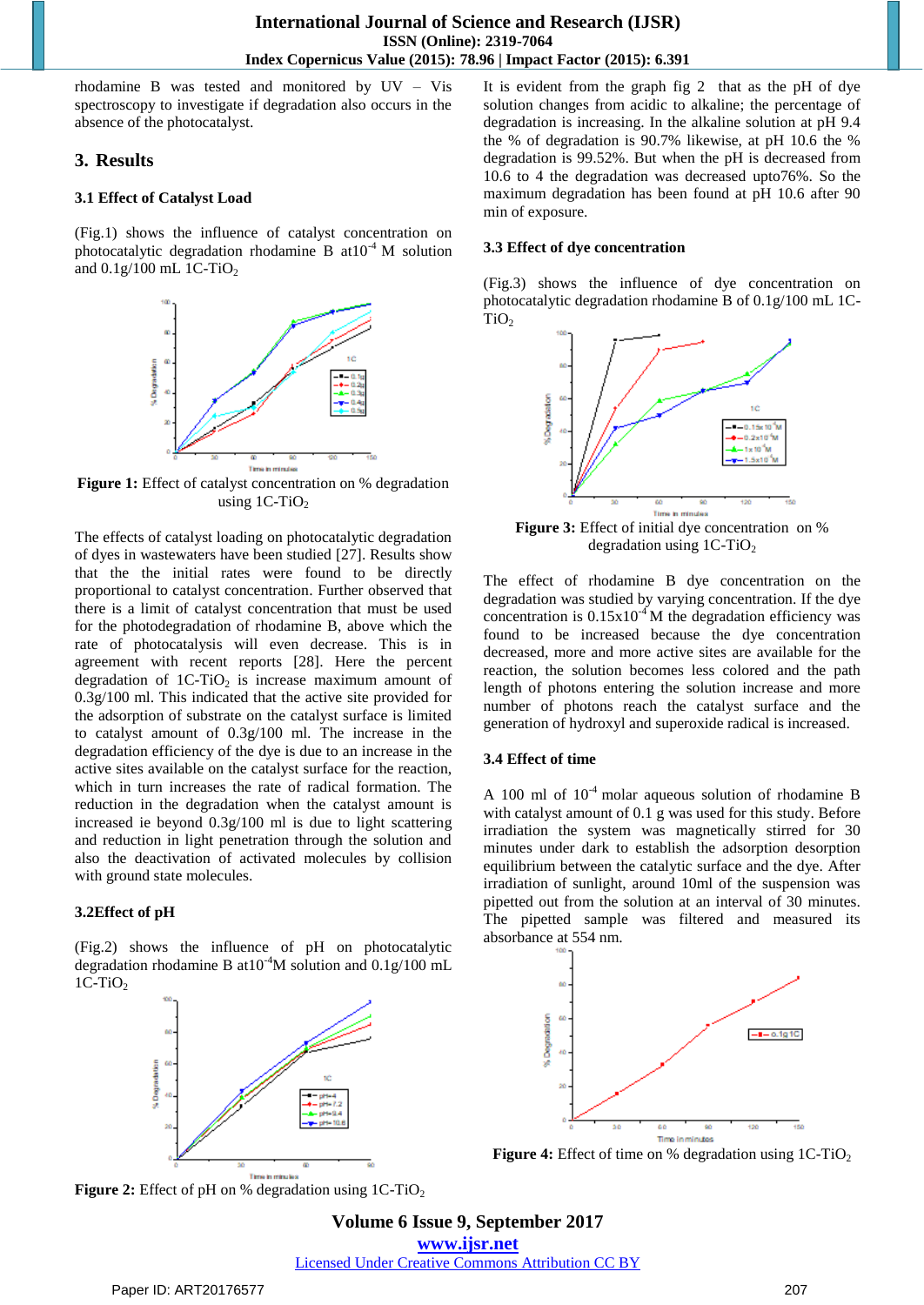rhodamine B was tested and monitored by UV – Vis spectroscopy to investigate if degradation also occurs in the absence of the photocatalyst.

## 3. Results

### 3.1 Effect of Catalyst Load

(Fig.1) shows the influence of catalyst concentration on photocatalytic degradation rhodamine B at$10^{-4}$ M solution and 0.1g/100 mL 1C-$TiO_2$

**Figure 1:** Effect of catalyst concentration on % degradation using 1C-$TiO_2$

The effects of catalyst loading on photocatalytic degradation of dyes in wastewaters have been studied [27]. Results show that the the initial rates were found to be directly proportional to catalyst concentration. Further observed that there is a limit of catalyst concentration that must be used for the photodegradation of rhodamine B, above which the rate of photocatalysis will even decrease. This is in agreement with recent reports [28]. Here the percent degradation of 1C-$TiO_2$ is increase maximum amount of 0.3g/100 ml. This indicated that the active site provided for the adsorption of substrate on the catalyst surface is limited to catalyst amount of 0.3g/100 ml. The increase in the degradation efficiency of the dye is due to an increase in the active sites available on the catalyst surface for the reaction, which in turn increases the rate of radical formation. The reduction in the degradation when the catalyst amount is increased ie beyond 0.3g/100 ml is due to light scattering and reduction in light penetration through the solution and also the deactivation of activated molecules by collision with ground state molecules.

### 3.2Effect of pH

(Fig.2) shows the influence of pH on photocatalytic degradation rhodamine B at$10^{-4}$M solution and 0.1g/100 mL 1C-$TiO_2$

**Figure 2:** Effect of pH on % degradation using 1C-$TiO_2$

It is evident from the graph fig 2 that as the pH of dye solution changes from acidic to alkaline; the percentage of degradation is increasing. In the alkaline solution at pH 9.4 the % of degradation is 90.7% likewise, at pH 10.6 the % degradation is 99.52%. But when the pH is decreased from 10.6 to 4 the degradation was decreased upto76%. So the maximum degradation has been found at pH 10.6 after 90 min of exposure.

### 3.3 Effect of dye concentration

(Fig.3) shows the influence of dye concentration on photocatalytic degradation rhodamine B of 0.1g/100 mL 1C-$TiO_2$

**Figure 3:** Effect of initial dye concentration on % degradation using 1C-$TiO_2$

The effect of rhodamine B dye concentration on the degradation was studied by varying concentration. If the dye concentration is $0.15x10^{-4}$ M the degradation efficiency was found to be increased because the dye concentration decreased, more and more active sites are available for the reaction, the solution becomes less colored and the path length of photons entering the solution increase and more number of photons reach the catalyst surface and the generation of hydroxyl and superoxide radical is increased.

### 3.4 Effect of time

A 100 ml of $10^{-4}$ molar aqueous solution of rhodamine B with catalyst amount of 0.1 g was used for this study. Before irradiation the system was magnetically stirred for 30 minutes under dark to establish the adsorption desorption equilibrium between the catalytic surface and the dye. After irradiation of sunlight, around 10ml of the suspension was pipetted out from the solution at an interval of 30 minutes. The pipetted sample was filtered and measured its absorbance at 554 nm.

**Figure 4:** Effect of time on % degradation using 1C-$TiO_2$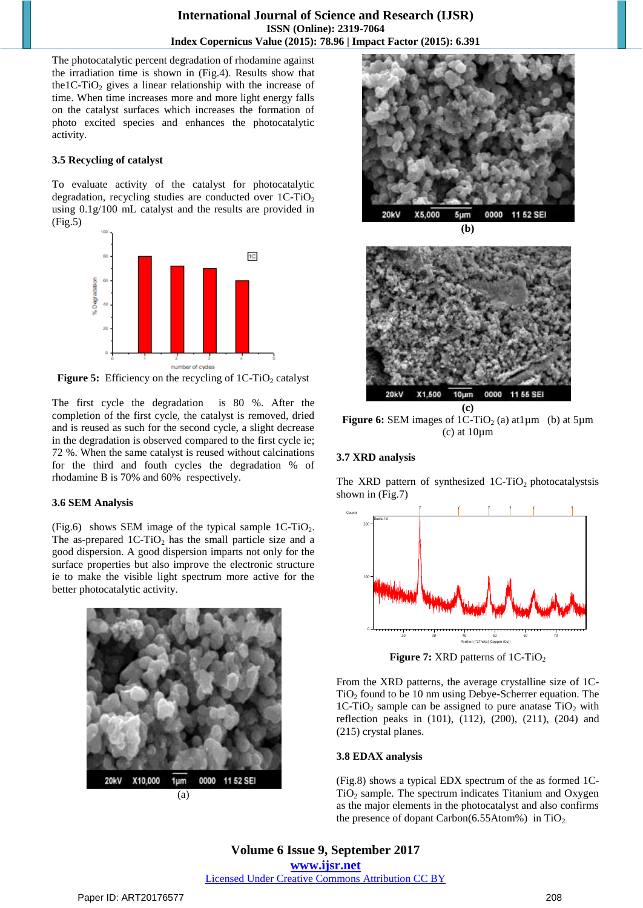The photocatalytic percent degradation of rhodamine against the irradiation time is shown in (Fig.4). Results show that the1C-$TiO_2$ gives a linear relationship with the increase of time. When time increases more and more light energy falls on the catalyst surfaces which increases the formation of photo excited species and enhances the photocatalytic activity.

### 3.5 Recycling of catalyst

To evaluate activity of the catalyst for photocatalytic degradation, recycling studies are conducted over 1C-$TiO_2$ using 0.1g/100 mL catalyst and the results are provided in (Fig.5)

**Figure 5:** Efficiency on the recycling of 1C-$TiO_2$ catalyst

The first cycle the degradation is 80 %. After the completion of the first cycle, the catalyst is removed, dried and is reused as such for the second cycle, a slight decrease in the degradation is observed compared to the first cycle ie; 72 %. When the same catalyst is reused without calcinations for the third and fouth cycles the degradation % of rhodamine B is 70% and 60% respectively.

### 3.6 SEM Analysis

(Fig.6) shows SEM image of the typical sample 1C-$TiO_2$. The as-prepared 1C-$TiO_2$ has the small particle size and a good dispersion. A good dispersion imparts not only for the surface properties but also improve the electronic structure ie to make the visible light spectrum more active for the better photocatalytic activity.

(a)

(b)

(c)

**Figure 6:** SEM images of 1C-$TiO_2$ (a) at1μm (b) at 5μm (c) at 10μm

### 3.7 XRD analysis

The XRD pattern of synthesized 1C-$TiO_2$ photocatalystsis shown in (Fig.7)

**Figure 7:** XRD patterns of 1C-$TiO_2$

From the XRD patterns, the average crystalline size of 1C-$TiO_2$ found to be 10 nm using Debye-Scherrer equation. The 1C-$TiO_2$ sample can be assigned to pure anatase $TiO_2$ with reflection peaks in (101), (112), (200), (211), (204) and (215) crystal planes.

### 3.8 EDAX analysis

(Fig.8) shows a typical EDX spectrum of the as formed 1C-$TiO_2$ sample. The spectrum indicates Titanium and Oxygen as the major elements in the photocatalyst and also confirms the presence of dopant Carbon(6.55Atom%) in $TiO_2$.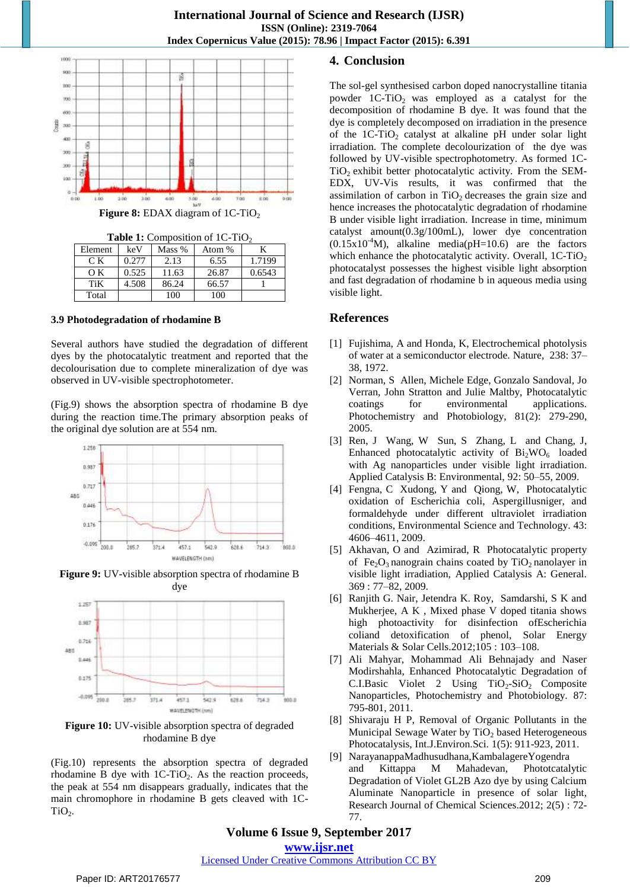Figure 8: EDAX diagram of 1C-$TiO_2$

**Table 1:** Composition of 1C-$TiO_2$

| Element | keV | Mass % | Atom % | K |
|---|---|---|---|---|
| C K | 0.277 | 2.13 | 6.55 | 1.7199 |
| O K | 0.525 | 11.63 | 26.87 | 0.6543 |
| TiK | 4.508 | 86.24 | 66.57 | 1 |
| Total | | 100 | 100 | |

### 3.9 Photodegradation of rhodamine B

Several authors have studied the degradation of different dyes by the photocatalytic treatment and reported that the decolourisation due to complete mineralization of dye was observed in UV-visible spectrophotometer.

(Fig.9) shows the absorption spectra of rhodamine B dye during the reaction time.The primary absorption peaks of the original dye solution are at 554 nm.

**Figure 9:** UV-visible absorption spectra of rhodamine B dye

**Figure 10:** UV-visible absorption spectra of degraded rhodamine B dye

(Fig.10) represents the absorption spectra of degraded rhodamine B dye with 1C-$TiO_2$. As the reaction proceeds, the peak at 554 nm disappears gradually, indicates that the main chromophore in rhodamine B gets cleaved with 1C-$TiO_2$.

## 4. Conclusion

The sol-gel synthesised carbon doped nanocrystalline titania powder 1C-$TiO_2$ was employed as a catalyst for the decomposition of rhodamine B dye. It was found that the dye is completely decomposed on irradiation in the presence of the 1C-$TiO_2$ catalyst at alkaline pH under solar light irradiation. The complete decolourization of the dye was followed by UV-visible spectrophotometry. As formed 1C-$TiO_2$ exhibit better photocatalytic activity. From the SEM-EDX, UV-Vis results, it was confirmed that the assimilation of carbon in $TiO_2$ decreases the grain size and hence increases the photocatalytic degradation of rhodamine B under visible light irradiation. Increase in time, minimum catalyst amount(0.3g/100mL), lower dye concentration ($0.15x10^{-4}$M), alkaline media(pH=10.6) are the factors which enhance the photocatalytic activity. Overall, 1C-$TiO_2$ photocatalyst possesses the highest visible light absorption and fast degradation of rhodamine b in aqueous media using visible light.

## References

[1] Fujishima, A and Honda, K, Electrochemical photolysis of water at a semiconductor electrode. Nature, 238: 37–38, 1972.

[2] Norman, S Allen, Michele Edge, Gonzalo Sandoval, Jo Verran, John Stratton and Julie Maltby, Photocatalytic coatings for environmental applications. Photochemistry and Photobiology, 81(2): 279-290, 2005.

[3] Ren, J Wang, W Sun, S Zhang, L and Chang, J, Enhanced photocatalytic activity of $Bi_2WO_6$ loaded with Ag nanoparticles under visible light irradiation. Applied Catalysis B: Environmental, 92: 50–55, 2009.

[4] Fengna, C Xudong, Y and Qiong, W, Photocatalytic oxidation of Escherichia coli, Aspergillusniger, and formaldehyde under different ultraviolet irradiation conditions, Environmental Science and Technology. 43: 4606–4611, 2009.

[5] Akhavan, O and Azimirad, R Photocatalytic property of $Fe_2O_3$ nanograin chains coated by $TiO_2$ nanolayer in visible light irradiation, Applied Catalysis A: General. 369 : 77–82, 2009.

[6] Ranjith G. Nair, Jetendra K. Roy, Samdarshi, S K and Mukherjee, A K , Mixed phase V doped titania shows high photoactivity for disinfection ofEscherichia coliand detoxification of phenol, Solar Energy Materials & Solar Cells.2012;105 : 103–108.

[7] Ali Mahyar, Mohammad Ali Behnajady and Naser Modirshahla, Enhanced Photocatalytic Degradation of C.I.Basic Violet 2 Using $TiO_2$-$SiO_2$ Composite Nanoparticles, Photochemistry and Photobiology. 87: 795-801, 2011.

[8] Shivaraju H P, Removal of Organic Pollutants in the Municipal Sewage Water by $TiO_2$ based Heterogeneous Photocatalysis, Int.J.Environ.Sci. 1(5): 911-923, 2011.

[9] NarayanappaMadhusudhana,KambalagereYogendra and Kittappa M Mahadevan, Photocatalytic Degradation of Violet GL2B Azo dye by using Calcium Aluminate Nanoparticle in presence of solar light, Research Journal of Chemical Sciences.2012; 2(5) : 72-77.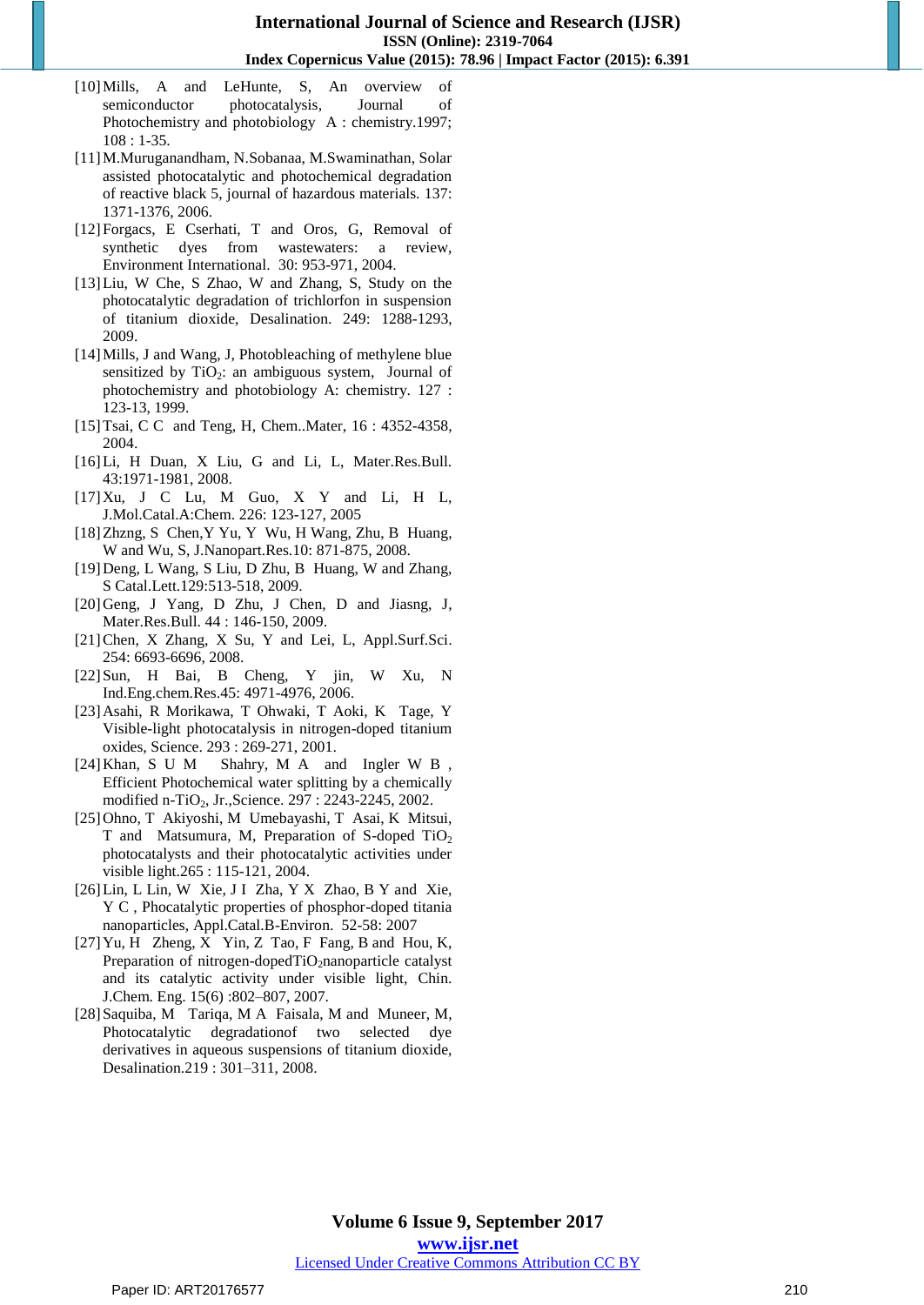[10] Mills, A and LeHunte, S, An overview of semiconductor photocatalysis, Journal of Photochemistry and photobiology A : chemistry.1997; 108 : 1-35.

[11] M.Muruganandham, N.Sobanaa, M.Swaminathan, Solar assisted photocatalytic and photochemical degradation of reactive black 5, journal of hazardous materials. 137: 1371-1376, 2006.

[12] Forgacs, E Cserhati, T and Oros, G, Removal of synthetic dyes from wastewaters: a review, Environment International. 30: 953-971, 2004.

[13] Liu, W Che, S Zhao, W and Zhang, S, Study on the photocatalytic degradation of trichlorfon in suspension of titanium dioxide, Desalination. 249: 1288-1293, 2009.

[14] Mills, J and Wang, J, Photobleaching of methylene blue sensitized by $TiO_2$: an ambiguous system, Journal of photochemistry and photobiology A: chemistry. 127 : 123-13, 1999.

[15] Tsai, C C and Teng, H, Chem..Mater, 16 : 4352-4358, 2004.

[16] Li, H Duan, X Liu, G and Li, L, Mater.Res.Bull. 43:1971-1981, 2008.

[17] Xu, J C Lu, M Guo, X Y and Li, H L, J.Mol.Catal.A:Chem. 226: 123-127, 2005

[18] Zhzng, S Chen,Y Yu, Y Wu, H Wang, Zhu, B Huang, W and Wu, S, J.Nanopart.Res.10: 871-875, 2008.

[19] Deng, L Wang, S Liu, D Zhu, B Huang, W and Zhang, S Catal.Lett.129:513-518, 2009.

[20] Geng, J Yang, D Zhu, J Chen, D and Jiasng, J, Mater.Res.Bull. 44 : 146-150, 2009.

[21] Chen, X Zhang, X Su, Y and Lei, L, Appl.Surf.Sci. 254: 6693-6696, 2008.

[22] Sun, H Bai, B Cheng, Y jin, W Xu, N Ind.Eng.chem.Res.45: 4971-4976, 2006.

[23] Asahi, R Morikawa, T Ohwaki, T Aoki, K Tage, Y Visible-light photocatalysis in nitrogen-doped titanium oxides, Science. 293 : 269-271, 2001.

[24] Khan, S U M Shahry, M A and Ingler W B , Efficient Photochemical water splitting by a chemically modified n-$TiO_2$, Jr.,Science. 297 : 2243-2245, 2002.

[25] Ohno, T Akiyoshi, M Umebayashi, T Asai, K Mitsui, T and Matsumura, M, Preparation of S-doped $TiO_2$ photocatalysts and their photocatalytic activities under visible light.265 : 115-121, 2004.

[26] Lin, L Lin, W Xie, J I Zha, Y X Zhao, B Y and Xie, Y C , Phocatalytic properties of phosphor-doped titania nanoparticles, Appl.Catal.B-Environ. 52-58: 2007

[27] Yu, H Zheng, X Yin, Z Tao, F Fang, B and Hou, K, Preparation of nitrogen-doped$TiO_2$nanoparticle catalyst and its catalytic activity under visible light, Chin. J.Chem. Eng. 15(6) :802–807, 2007.

[28] Saquiba, M Tariqa, M A Faisala, M and Muneer, M, Photocatalytic degradationof two selected dye derivatives in aqueous suspensions of titanium dioxide, Desalination.219 : 301–311, 2008.